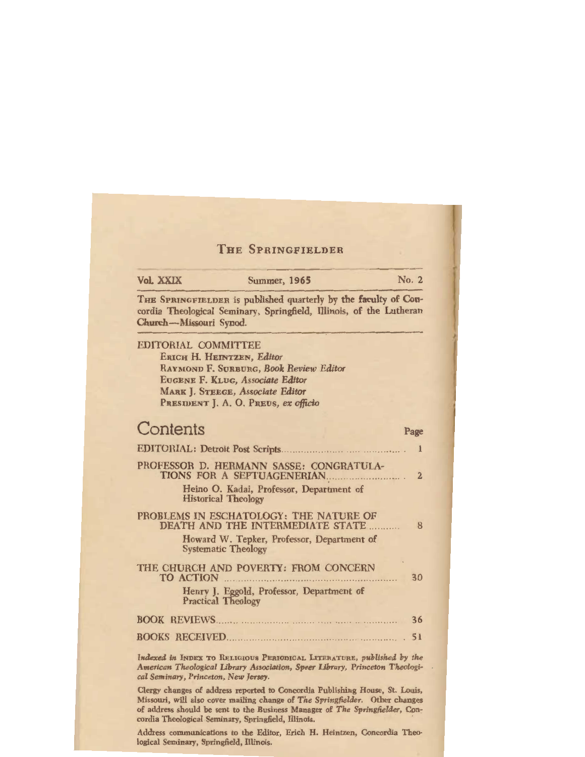# The Springfielder

Vol. XXIX — Summer, 1965 — No. 2

The Springfielder is published quarterly by the faculty of Concordia Theological Seminary, Springfield, Illinois, of the Lutheran Church—Missouri Synod.

EDITORIAL COMMITTEE

Erich H. Heintzen, *Editor*
Raymond F. Surburg, *Book Review Editor*
Eugene F. Klug, *Associate Editor*
Mark J. Steege, *Associate Editor*
President J. A. O. Preus, *ex officio*

## Contents

| | Page |
|---|---|
| EDITORIAL: Detroit Post Scripts | 1 |
| PROFESSOR D. HERMANN SASSE: CONGRATULATIONS FOR A SEPTUAGENERIAN<br>Heino O. Kadai, Professor, Department of Historical Theology | 2 |
| PROBLEMS IN ESCHATOLOGY: THE NATURE OF DEATH AND THE INTERMEDIATE STATE<br>Howard W. Tepker, Professor, Department of Systematic Theology | 8 |
| THE CHURCH AND POVERTY: FROM CONCERN TO ACTION<br>Henry J. Eggold, Professor, Department of Practical Theology | 30 |
| BOOK REVIEWS | 36 |
| BOOKS RECEIVED | 51 |

*Indexed in* Index to Religious Periodical Literature, *published by the American Theological Library Association, Speer Library, Princeton Theological Seminary, Princeton, New Jersey.*

Clergy changes of address reported to Concordia Publishing House, St. Louis, Missouri, will also cover mailing change of *The Springfielder*. Other changes of address should be sent to the Business Manager of *The Springfielder*, Concordia Theological Seminary, Springfield, Illinois.

Address communications to the Editor, Erich H. Heintzen, Concordia Theological Seminary, Springfield, Illinois.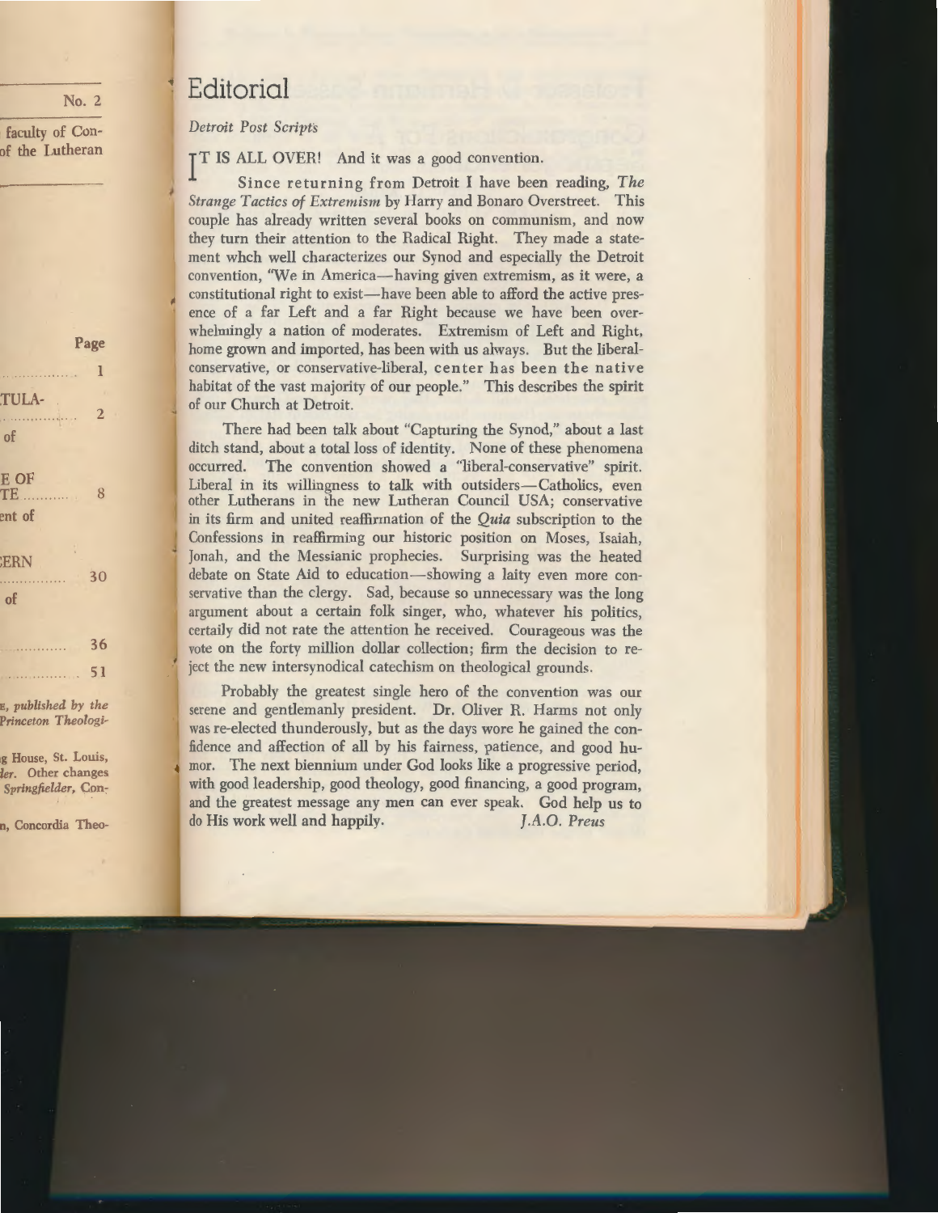# Editorial

*Detroit Post Scripts*

IT IS ALL OVER! And it was a good convention.

Since returning from Detroit I have been reading, *The Strange Tactics of Extremism* by Harry and Bonaro Overstreet. This couple has already written several books on communism, and now they turn their attention to the Radical Right. They made a statement whch well characterizes our Synod and especially the Detroit convention, "We in America—having given extremism, as it were, a constitutional right to exist—have been able to afford the active presence of a far Left and a far Right because we have been overwhelmingly a nation of moderates. Extremism of Left and Right, home grown and imported, has been with us always. But the liberal-conservative, or conservative-liberal, center has been the native habitat of the vast majority of our people." This describes the spirit of our Church at Detroit.

There had been talk about "Capturing the Synod," about a last ditch stand, about a total loss of identity. None of these phenomena occurred. The convention showed a "liberal-conservative" spirit. Liberal in its willingness to talk with outsiders—Catholics, even other Lutherans in the new Lutheran Council USA; conservative in its firm and united reaffirmation of the *Quia* subscription to the Confessions in reaffirming our historic position on Moses, Isaiah, Jonah, and the Messianic prophecies. Surprising was the heated debate on State Aid to education—showing a laity even more conservative than the clergy. Sad, because so unnecessary was the long argument about a certain folk singer, who, whatever his politics, certaily did not rate the attention he received. Courageous was the vote on the forty million dollar collection; firm the decision to reject the new intersynodical catechism on theological grounds.

Probably the greatest single hero of the convention was our serene and gentlemanly president. Dr. Oliver R. Harms not only was re-elected thunderously, but as the days wore he gained the confidence and affection of all by his fairness, patience, and good humor. The next biennium under God looks like a progressive period, with good leadership, good theology, good financing, a good program, and the greatest message any men can ever speak. God help us to do His work well and happily.

*J.A.O. Preus*